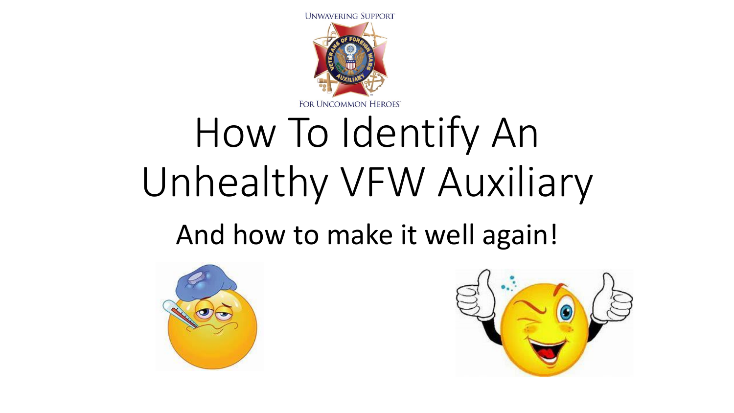# How To Identify An Unhealthy VFW Auxiliary

## And how to make it well again!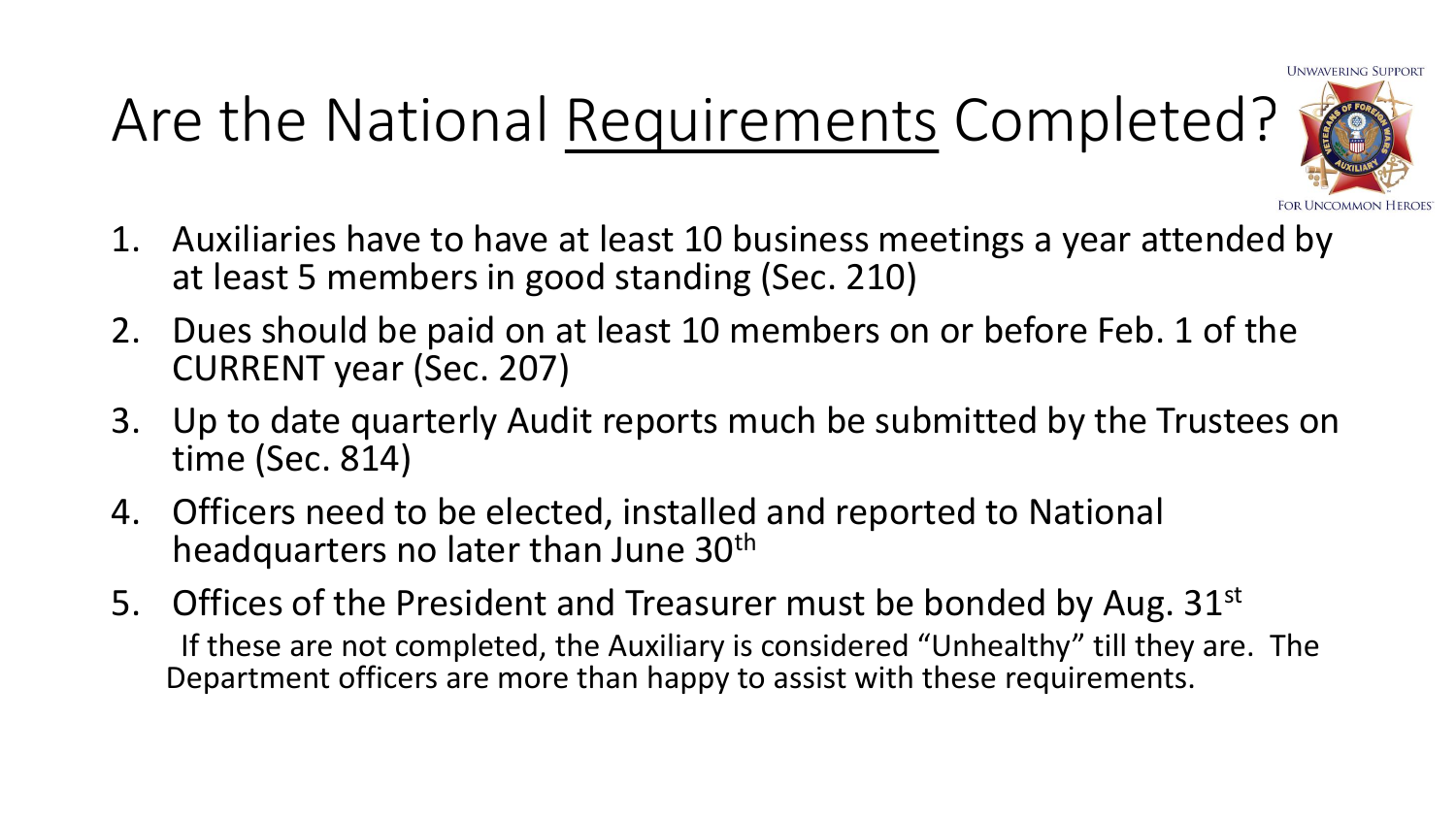# Are the National Requirements Completed?

1. Auxiliaries have to have at least 10 business meetings a year attended by at least 5 members in good standing (Sec. 210)
2. Dues should be paid on at least 10 members on or before Feb. 1 of the CURRENT year (Sec. 207)
3. Up to date quarterly Audit reports much be submitted by the Trustees on time (Sec. 814)
4. Officers need to be elected, installed and reported to National headquarters no later than June 30th
5. Offices of the President and Treasurer must be bonded by Aug. 31st

If these are not completed, the Auxiliary is considered "Unhealthy" till they are. The Department officers are more than happy to assist with these requirements.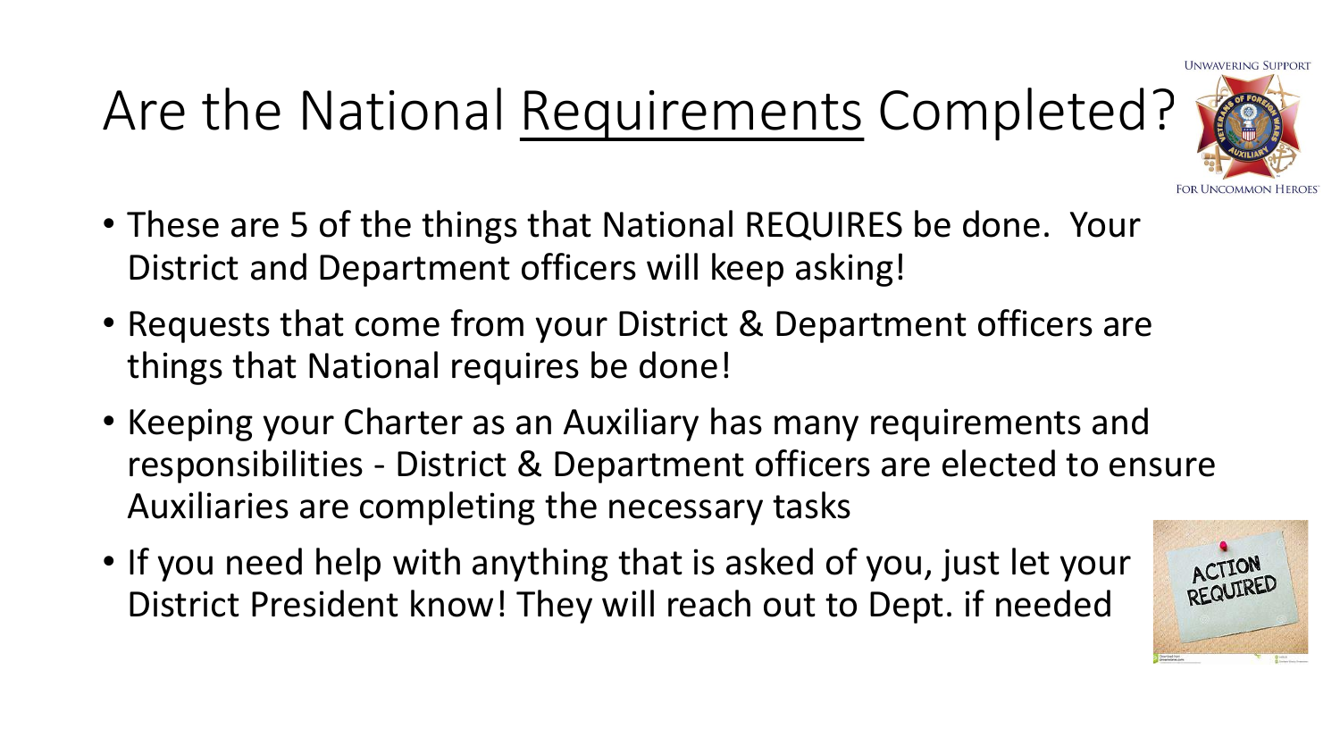# Are the National Requirements Completed?

- These are 5 of the things that National REQUIRES be done. Your District and Department officers will keep asking!
- Requests that come from your District & Department officers are things that National requires be done!
- Keeping your Charter as an Auxiliary has many requirements and responsibilities - District & Department officers are elected to ensure Auxiliaries are completing the necessary tasks
- If you need help with anything that is asked of you, just let your District President know! They will reach out to Dept. if needed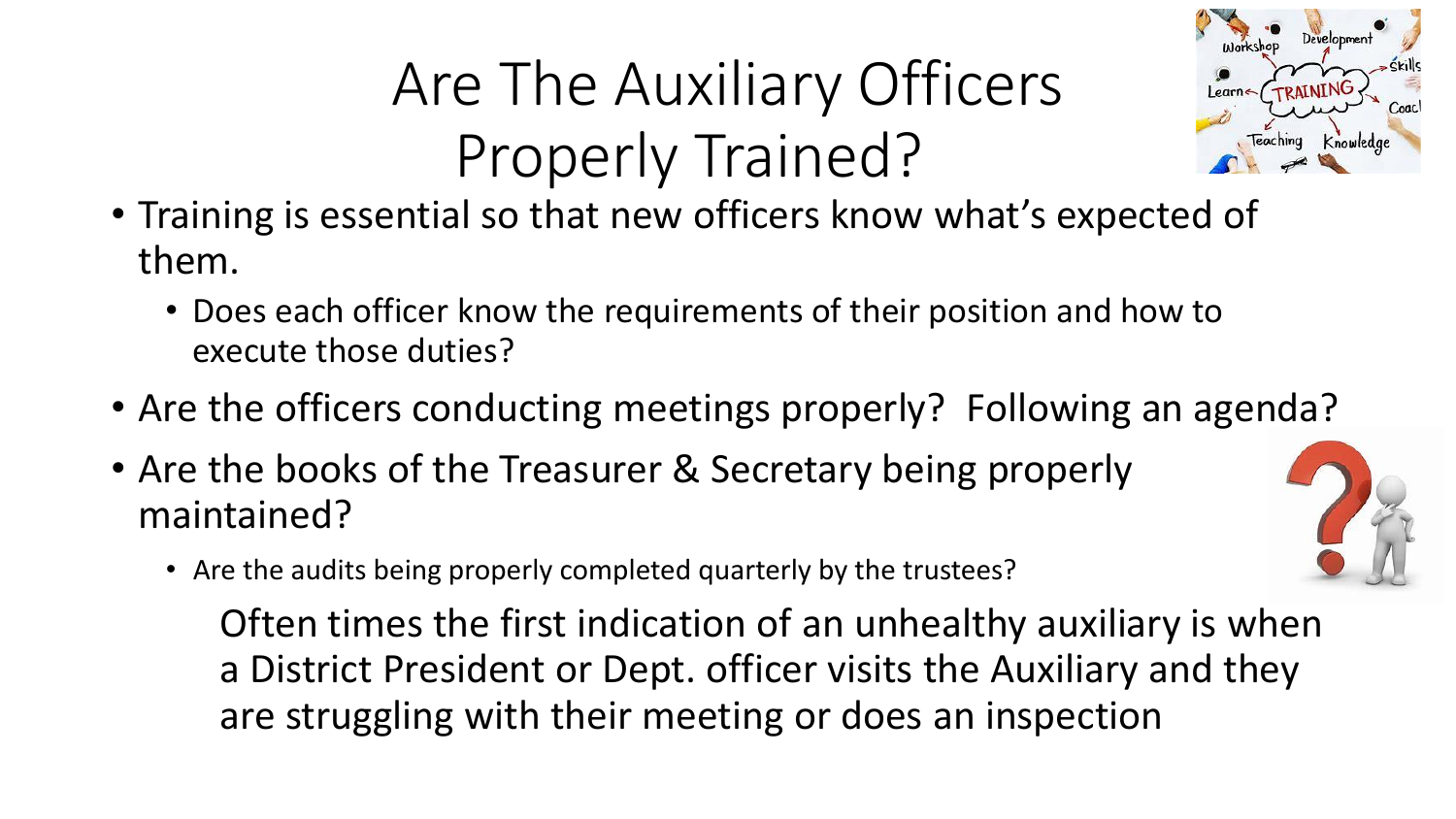# Are The Auxiliary Officers Properly Trained?

- Training is essential so that new officers know what's expected of them.
  - Does each officer know the requirements of their position and how to execute those duties?
- Are the officers conducting meetings properly? Following an agenda?
- Are the books of the Treasurer & Secretary being properly maintained?
  - Are the audits being properly completed quarterly by the trustees?

Often times the first indication of an unhealthy auxiliary is when a District President or Dept. officer visits the Auxiliary and they are struggling with their meeting or does an inspection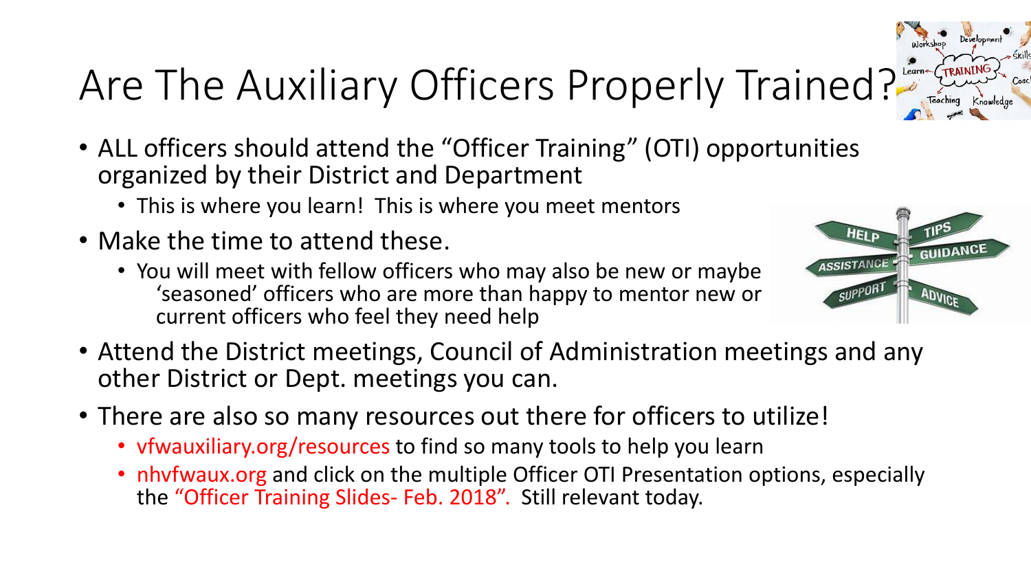# Are The Auxiliary Officers Properly Trained?

- ALL officers should attend the "Officer Training" (OTI) opportunities organized by their District and Department
  - This is where you learn! This is where you meet mentors
- Make the time to attend these.
  - You will meet with fellow officers who may also be new or maybe 'seasoned' officers who are more than happy to mentor new or current officers who feel they need help
- Attend the District meetings, Council of Administration meetings and any other District or Dept. meetings you can.
- There are also so many resources out there for officers to utilize!
  - vfwauxiliary.org/resources to find so many tools to help you learn
  - nhvfwaux.org and click on the multiple Officer OTI Presentation options, especially the "Officer Training Slides- Feb. 2018". Still relevant today.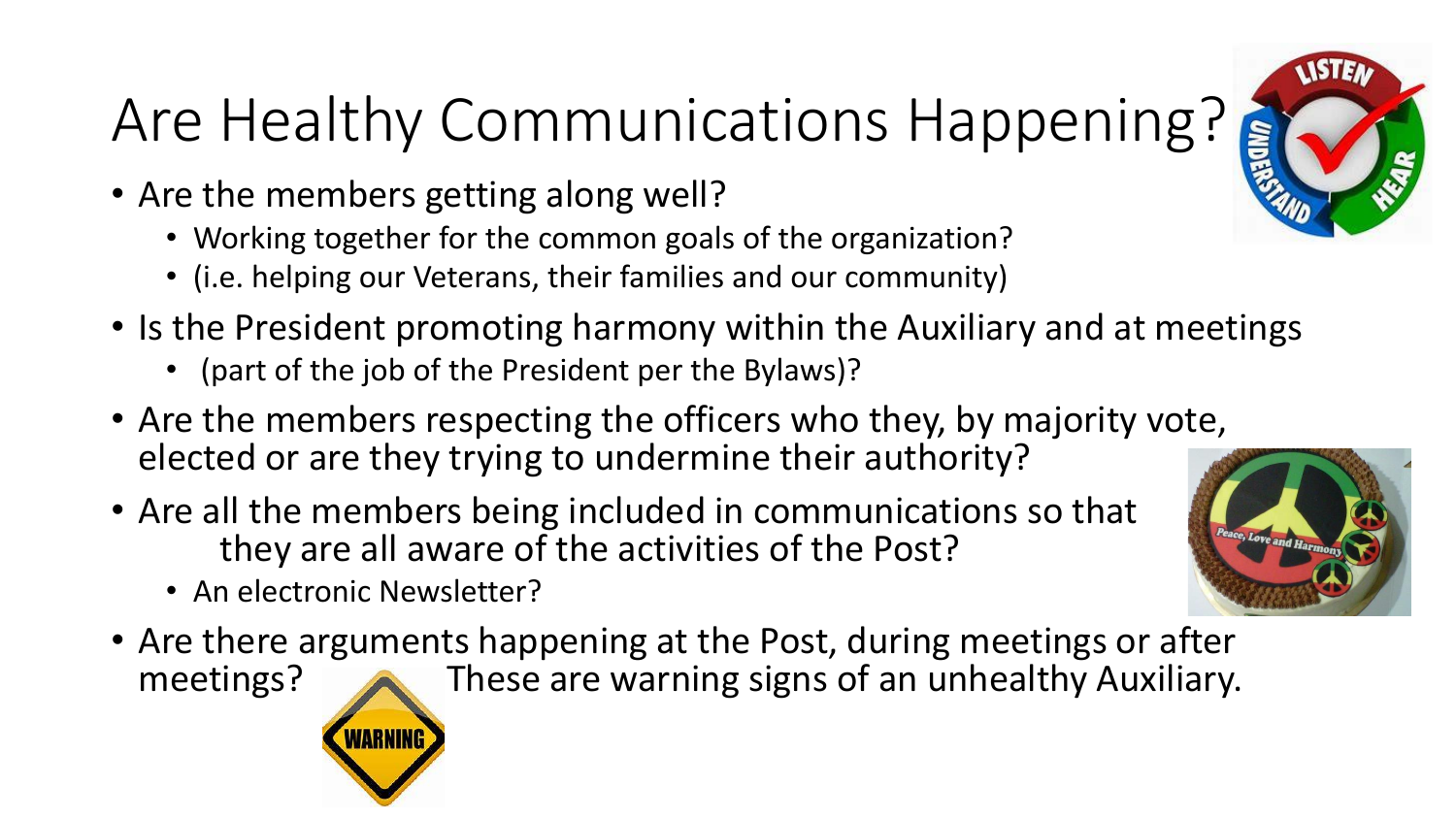# Are Healthy Communications Happening?

- Are the members getting along well?
  - Working together for the common goals of the organization?
  - (i.e. helping our Veterans, their families and our community)
- Is the President promoting harmony within the Auxiliary and at meetings
  - (part of the job of the President per the Bylaws)?
- Are the members respecting the officers who they, by majority vote, elected or are they trying to undermine their authority?
- Are all the members being included in communications so that they are all aware of the activities of the Post?
  - An electronic Newsletter?
- Are there arguments happening at the Post, during meetings or after meetings? These are warning signs of an unhealthy Auxiliary.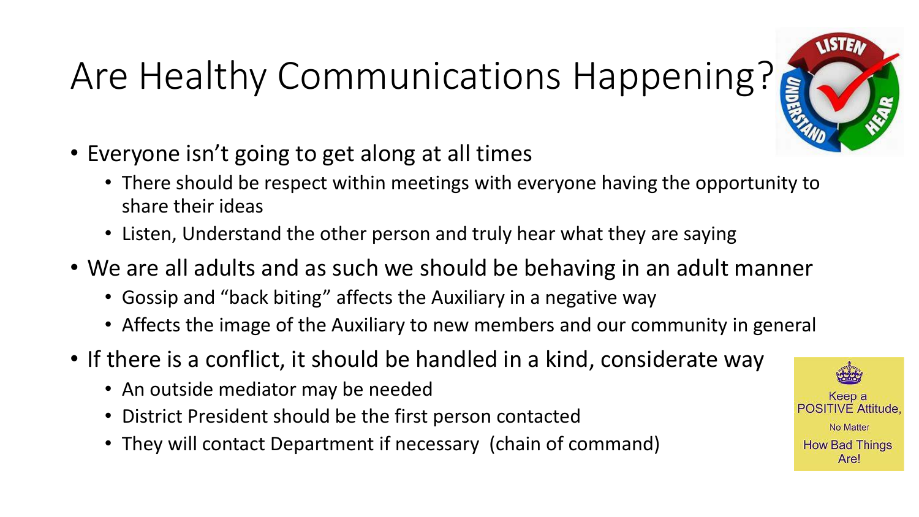# Are Healthy Communications Happening?

- Everyone isn't going to get along at all times
  - There should be respect within meetings with everyone having the opportunity to share their ideas
  - Listen, Understand the other person and truly hear what they are saying
- We are all adults and as such we should be behaving in an adult manner
  - Gossip and "back biting" affects the Auxiliary in a negative way
  - Affects the image of the Auxiliary to new members and our community in general
- If there is a conflict, it should be handled in a kind, considerate way
  - An outside mediator may be needed
  - District President should be the first person contacted
  - They will contact Department if necessary (chain of command)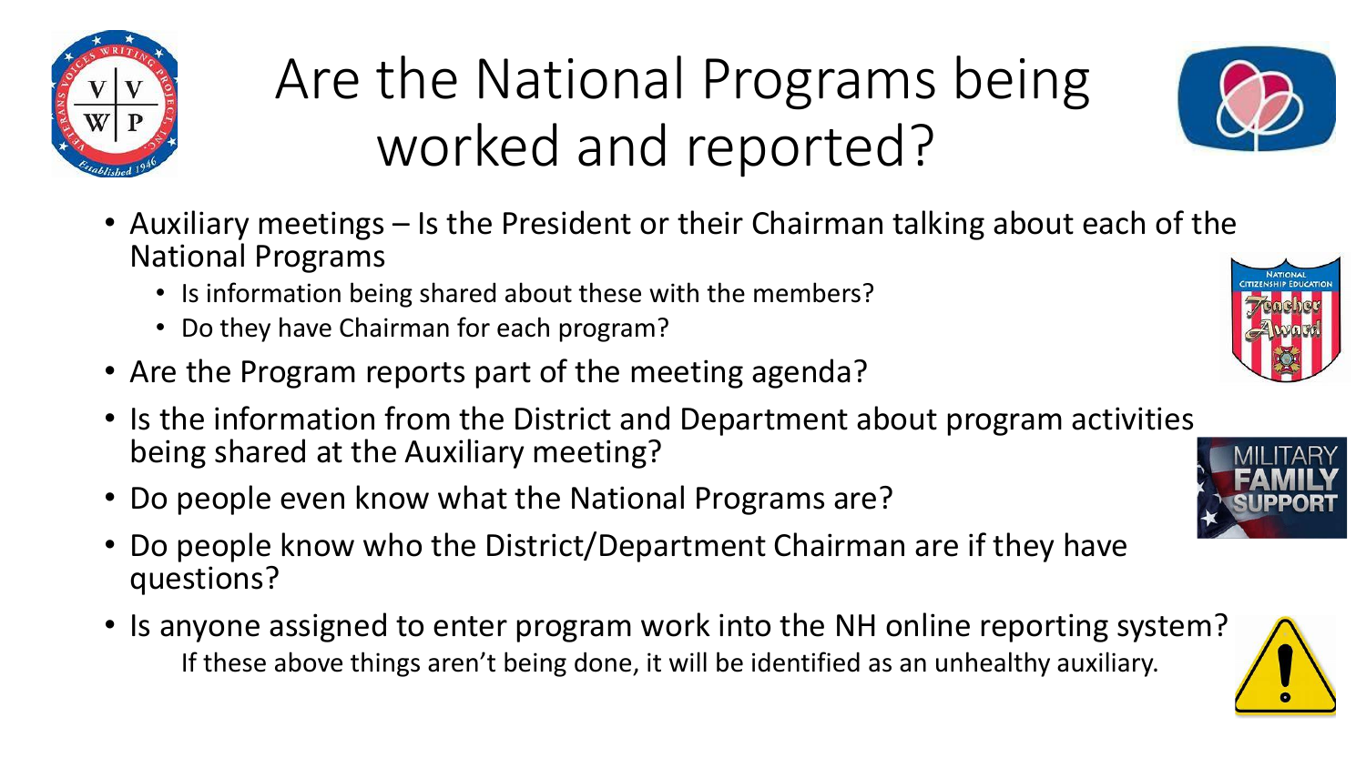# Are the National Programs being worked and reported?

- Auxiliary meetings – Is the President or their Chairman talking about each of the National Programs
  - Is information being shared about these with the members?
  - Do they have Chairman for each program?
- Are the Program reports part of the meeting agenda?
- Is the information from the District and Department about program activities being shared at the Auxiliary meeting?
- Do people even know what the National Programs are?
- Do people know who the District/Department Chairman are if they have questions?
- Is anyone assigned to enter program work into the NH online reporting system?

If these above things aren't being done, it will be identified as an unhealthy auxiliary.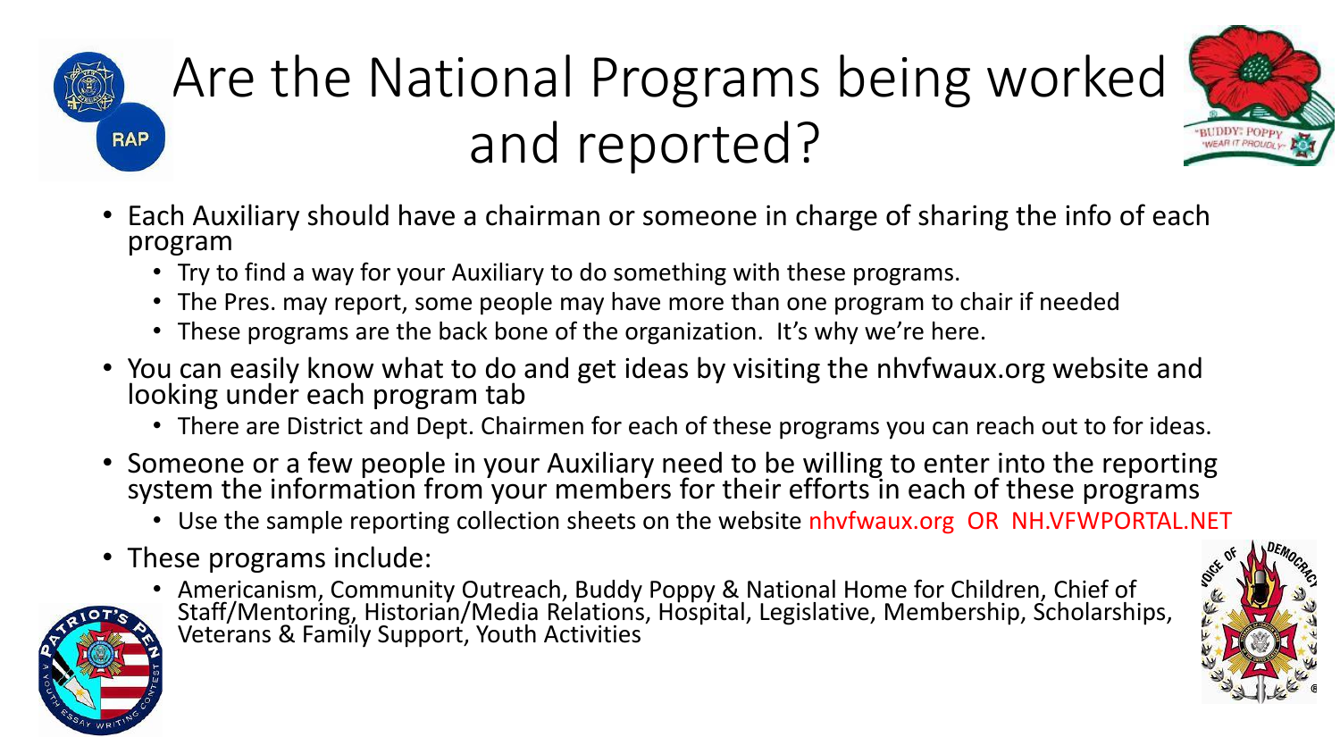# Are the National Programs being worked and reported?

- Each Auxiliary should have a chairman or someone in charge of sharing the info of each program
  - Try to find a way for your Auxiliary to do something with these programs.
  - The Pres. may report, some people may have more than one program to chair if needed
  - These programs are the back bone of the organization. It's why we're here.
- You can easily know what to do and get ideas by visiting the nhvfwaux.org website and looking under each program tab
  - There are District and Dept. Chairmen for each of these programs you can reach out to for ideas.
- Someone or a few people in your Auxiliary need to be willing to enter into the reporting system the information from your members for their efforts in each of these programs
  - Use the sample reporting collection sheets on the website nhvfwaux.org OR NH.VFWPORTAL.NET
- These programs include:
  - Americanism, Community Outreach, Buddy Poppy & National Home for Children, Chief of Staff/Mentoring, Historian/Media Relations, Hospital, Legislative, Membership, Scholarships, Veterans & Family Support, Youth Activities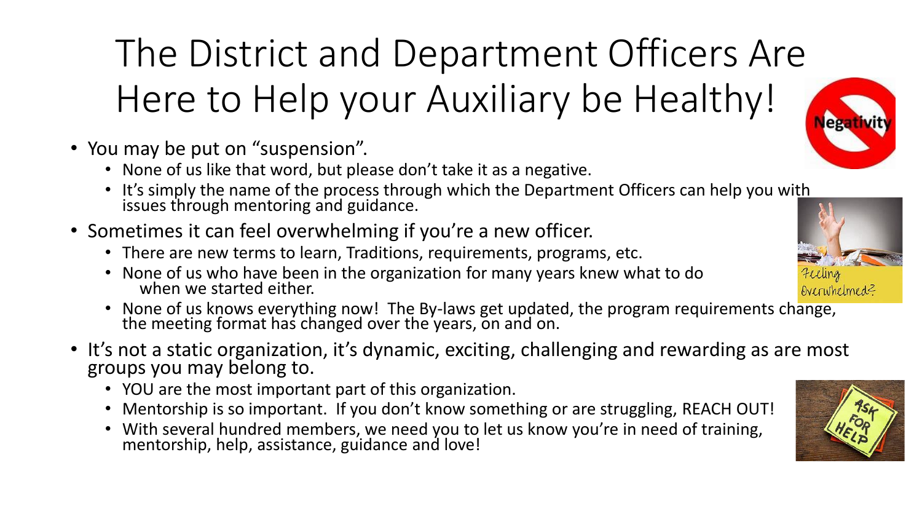# The District and Department Officers Are Here to Help your Auxiliary be Healthy!

- You may be put on "suspension".
  - None of us like that word, but please don't take it as a negative.
  - It's simply the name of the process through which the Department Officers can help you with issues through mentoring and guidance.
- Sometimes it can feel overwhelming if you're a new officer.
  - There are new terms to learn, Traditions, requirements, programs, etc.
  - None of us who have been in the organization for many years knew what to do when we started either.
  - None of us knows everything now! The By-laws get updated, the program requirements change, the meeting format has changed over the years, on and on.
- It's not a static organization, it's dynamic, exciting, challenging and rewarding as are most groups you may belong to.
  - YOU are the most important part of this organization.
  - Mentorship is so important. If you don't know something or are struggling, REACH OUT!
  - With several hundred members, we need you to let us know you're in need of training, mentorship, help, assistance, guidance and love!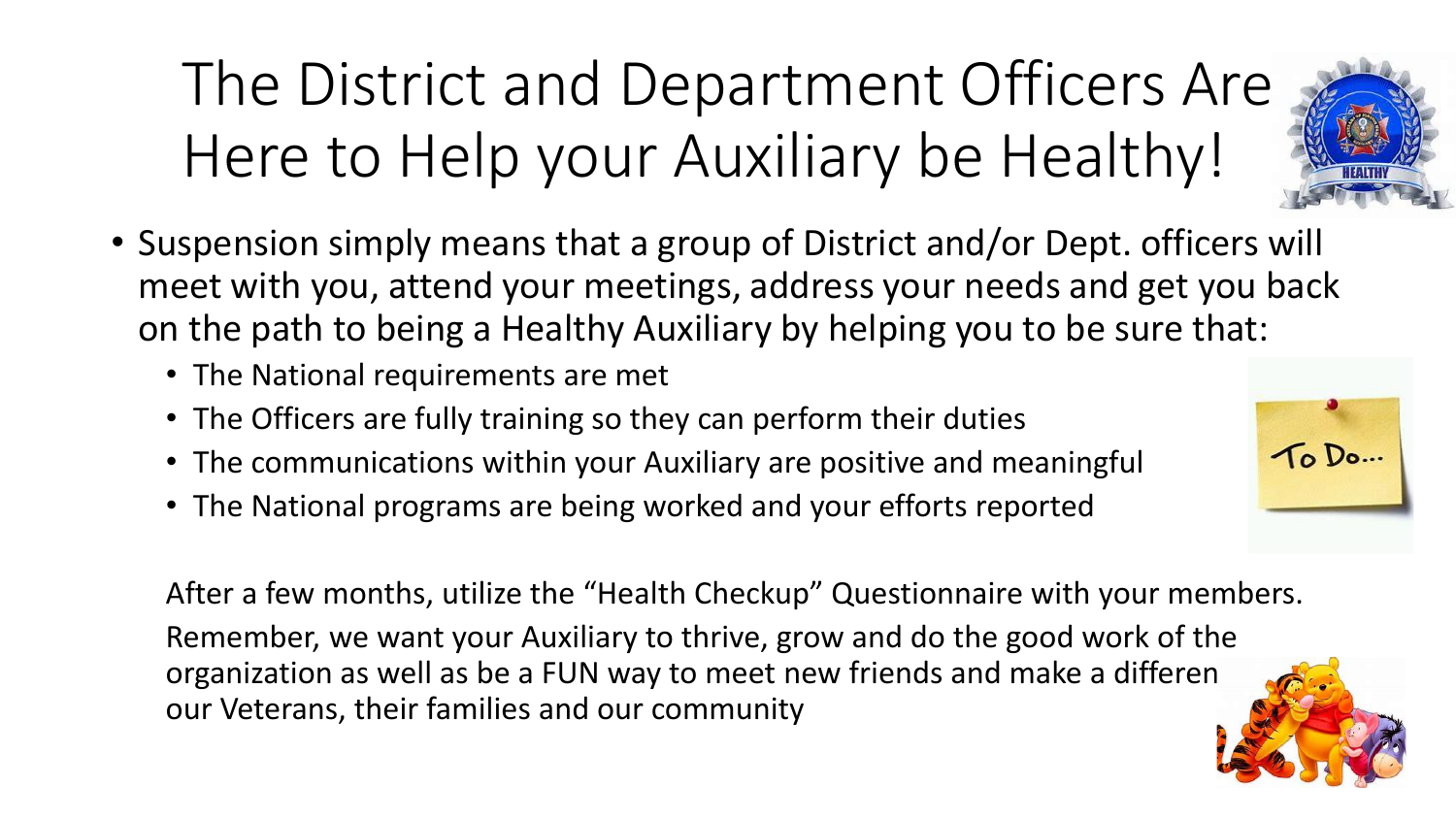# The District and Department Officers Are Here to Help your Auxiliary be Healthy!

- Suspension simply means that a group of District and/or Dept. officers will meet with you, attend your meetings, address your needs and get you back on the path to being a Healthy Auxiliary by helping you to be sure that:
  - The National requirements are met
  - The Officers are fully training so they can perform their duties
  - The communications within your Auxiliary are positive and meaningful
  - The National programs are being worked and your efforts reported

After a few months, utilize the "Health Checkup" Questionnaire with your members.

Remember, we want your Auxiliary to thrive, grow and do the good work of the organization as well as be a FUN way to meet new friends and make a differen our Veterans, their families and our community